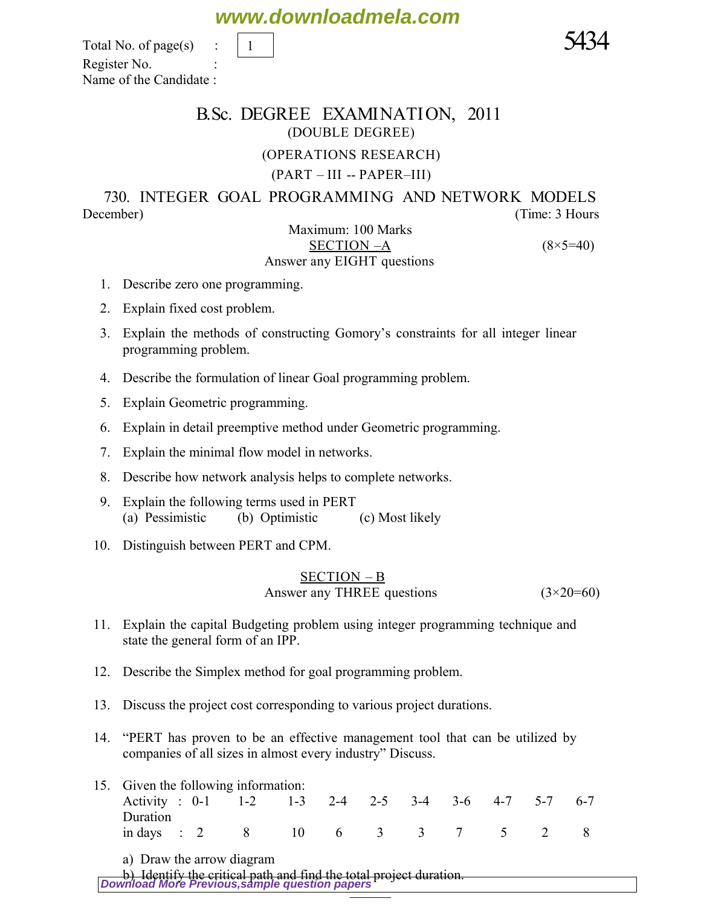Total No. of page(s) : 1

Register No. :

Name of the Candidate :

5434

# B.Sc. DEGREE EXAMINATION, 2011

(DOUBLE DEGREE)

(OPERATIONS RESEARCH)

(PART – III -- PAPER–III)

## 730. INTEGER GOAL PROGRAMMING AND NETWORK MODELS

December) (Time: 3 Hours

Maximum: 100 Marks

SECTION –A (8×5=40)

Answer any EIGHT questions

1. Describe zero one programming.
2. Explain fixed cost problem.
3. Explain the methods of constructing Gomory's constraints for all integer linear programming problem.
4. Describe the formulation of linear Goal programming problem.
5. Explain Geometric programming.
6. Explain in detail preemptive method under Geometric programming.
7. Explain the minimal flow model in networks.
8. Describe how network analysis helps to complete networks.
9. Explain the following terms used in PERT
   (a) Pessimistic (b) Optimistic (c) Most likely
10. Distinguish between PERT and CPM.

SECTION – B

Answer any THREE questions (3×20=60)

11. Explain the capital Budgeting problem using integer programming technique and state the general form of an IPP.
12. Describe the Simplex method for goal programming problem.
13. Discuss the project cost corresponding to various project durations.
14. "PERT has proven to be an effective management tool that can be utilized by companies of all sizes in almost every industry" Discuss.
15. Given the following information:

| Activity | 0-1 | 1-2 | 1-3 | 2-4 | 2-5 | 3-4 | 3-6 | 4-7 | 5-7 | 6-7 |
|---|---|---|---|---|---|---|---|---|---|---|
| Duration in days | 2 | 8 | 10 | 6 | 3 | 3 | 7 | 5 | 2 | 8 |

a) Draw the arrow diagram

b) Identify the critical path and find the total project duration.